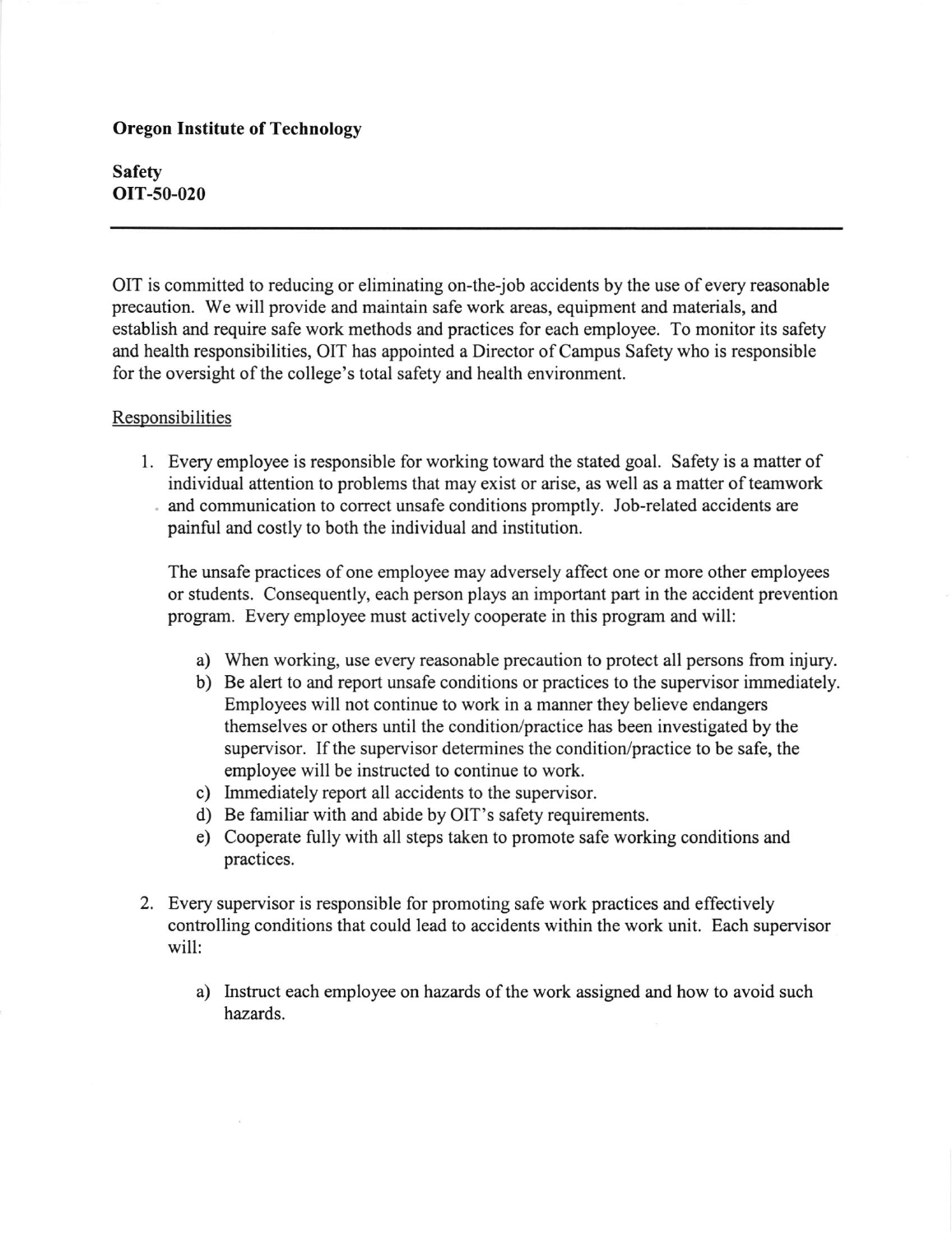**Oregon Institute of Technology**

**Safety**
**OIT-50-020**

---

OIT is committed to reducing or eliminating on-the-job accidents by the use of every reasonable precaution. We will provide and maintain safe work areas, equipment and materials, and establish and require safe work methods and practices for each employee. To monitor its safety and health responsibilities, OIT has appointed a Director of Campus Safety who is responsible for the oversight of the college's total safety and health environment.

<u>Responsibilities</u>

1. Every employee is responsible for working toward the stated goal. Safety is a matter of individual attention to problems that may exist or arise, as well as a matter of teamwork and communication to correct unsafe conditions promptly. Job-related accidents are painful and costly to both the individual and institution.

   The unsafe practices of one employee may adversely affect one or more other employees or students. Consequently, each person plays an important part in the accident prevention program. Every employee must actively cooperate in this program and will:

   a) When working, use every reasonable precaution to protect all persons from injury.
   b) Be alert to and report unsafe conditions or practices to the supervisor immediately. Employees will not continue to work in a manner they believe endangers themselves or others until the condition/practice has been investigated by the supervisor. If the supervisor determines the condition/practice to be safe, the employee will be instructed to continue to work.
   c) Immediately report all accidents to the supervisor.
   d) Be familiar with and abide by OIT's safety requirements.
   e) Cooperate fully with all steps taken to promote safe working conditions and practices.

2. Every supervisor is responsible for promoting safe work practices and effectively controlling conditions that could lead to accidents within the work unit. Each supervisor will:

   a) Instruct each employee on hazards of the work assigned and how to avoid such hazards.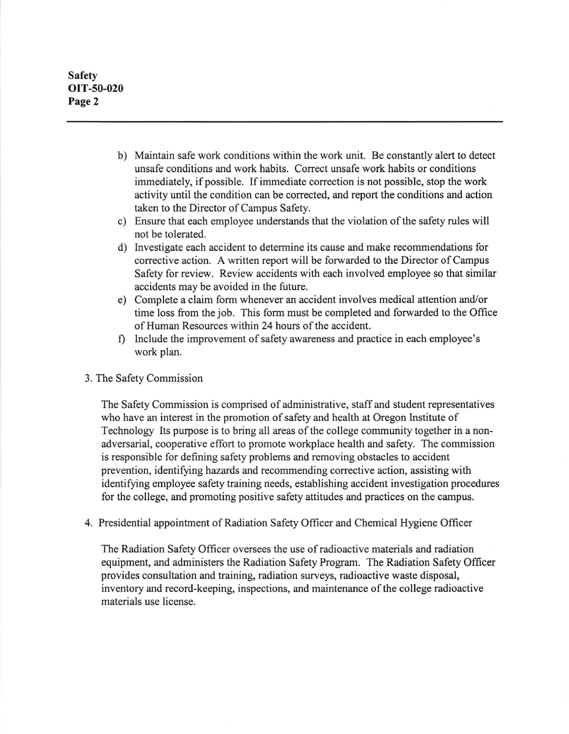b) Maintain safe work conditions within the work unit. Be constantly alert to detect unsafe conditions and work habits. Correct unsafe work habits or conditions immediately, if possible. If immediate correction is not possible, stop the work activity until the condition can be corrected, and report the conditions and action taken to the Director of Campus Safety.

c) Ensure that each employee understands that the violation of the safety rules will not be tolerated.

d) Investigate each accident to determine its cause and make recommendations for corrective action. A written report will be forwarded to the Director of Campus Safety for review. Review accidents with each involved employee so that similar accidents may be avoided in the future.

e) Complete a claim form whenever an accident involves medical attention and/or time loss from the job. This form must be completed and forwarded to the Office of Human Resources within 24 hours of the accident.

f) Include the improvement of safety awareness and practice in each employee's work plan.

3. The Safety Commission

The Safety Commission is comprised of administrative, staff and student representatives who have an interest in the promotion of safety and health at Oregon Institute of Technology Its purpose is to bring all areas of the college community together in a non-adversarial, cooperative effort to promote workplace health and safety. The commission is responsible for defining safety problems and removing obstacles to accident prevention, identifying hazards and recommending corrective action, assisting with identifying employee safety training needs, establishing accident investigation procedures for the college, and promoting positive safety attitudes and practices on the campus.

4. Presidential appointment of Radiation Safety Officer and Chemical Hygiene Officer

The Radiation Safety Officer oversees the use of radioactive materials and radiation equipment, and administers the Radiation Safety Program. The Radiation Safety Officer provides consultation and training, radiation surveys, radioactive waste disposal, inventory and record-keeping, inspections, and maintenance of the college radioactive materials use license.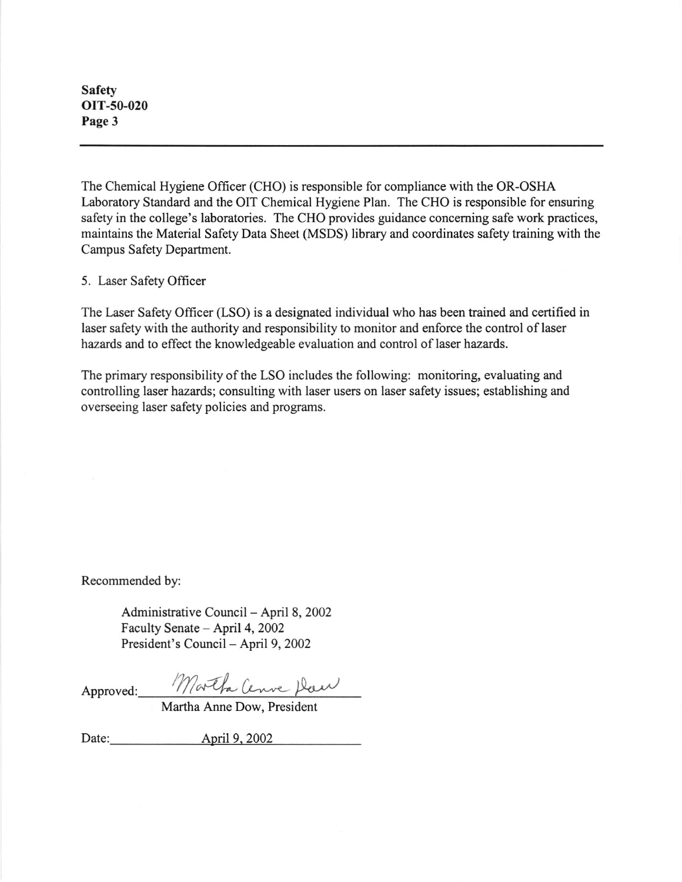The Chemical Hygiene Officer (CHO) is responsible for compliance with the OR-OSHA Laboratory Standard and the OIT Chemical Hygiene Plan. The CHO is responsible for ensuring safety in the college's laboratories. The CHO provides guidance concerning safe work practices, maintains the Material Safety Data Sheet (MSDS) library and coordinates safety training with the Campus Safety Department.

5. Laser Safety Officer

The Laser Safety Officer (LSO) is a designated individual who has been trained and certified in laser safety with the authority and responsibility to monitor and enforce the control of laser hazards and to effect the knowledgeable evaluation and control of laser hazards.

The primary responsibility of the LSO includes the following: monitoring, evaluating and controlling laser hazards; consulting with laser users on laser safety issues; establishing and overseeing laser safety policies and programs.

Recommended by:

Administrative Council – April 8, 2002
Faculty Senate – April 4, 2002
President's Council – April 9, 2002

Approved: Martha Anne Dow

Martha Anne Dow, President

Date: April 9, 2002